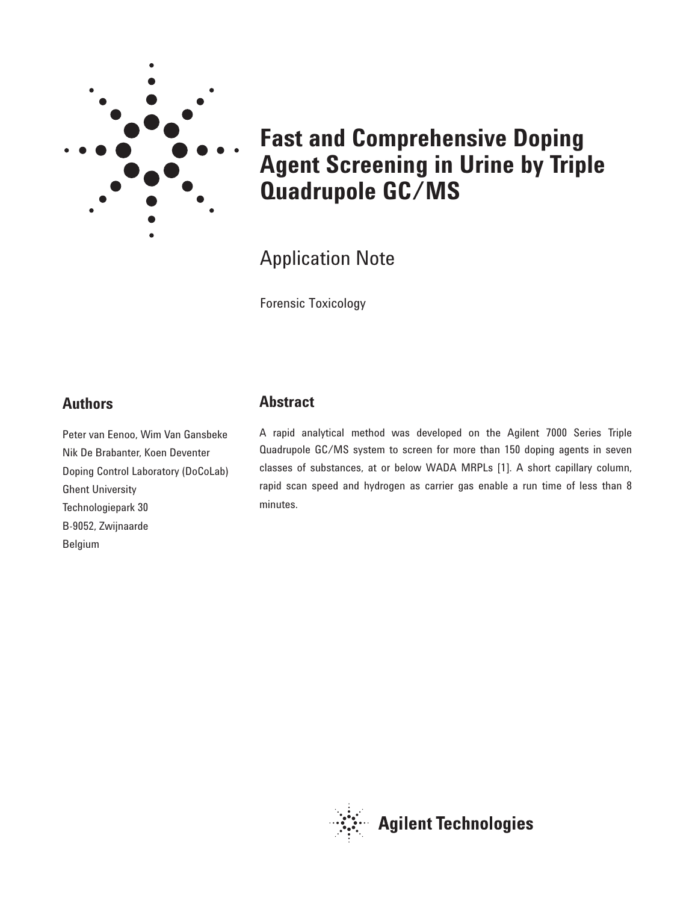# Fast and Comprehensive Doping Agent Screening in Urine by Triple Quadrupole GC/MS

Application Note

Forensic Toxicology

## Authors

Peter van Eenoo, Wim Van Gansbeke
Nik De Brabanter, Koen Deventer
Doping Control Laboratory (DoCoLab)
Ghent University
Technologiepark 30
B-9052, Zwijnaarde
Belgium

## Abstract

A rapid analytical method was developed on the Agilent 7000 Series Triple Quadrupole GC/MS system to screen for more than 150 doping agents in seven classes of substances, at or below WADA MRPLs [1]. A short capillary column, rapid scan speed and hydrogen as carrier gas enable a run time of less than 8 minutes.

Agilent Technologies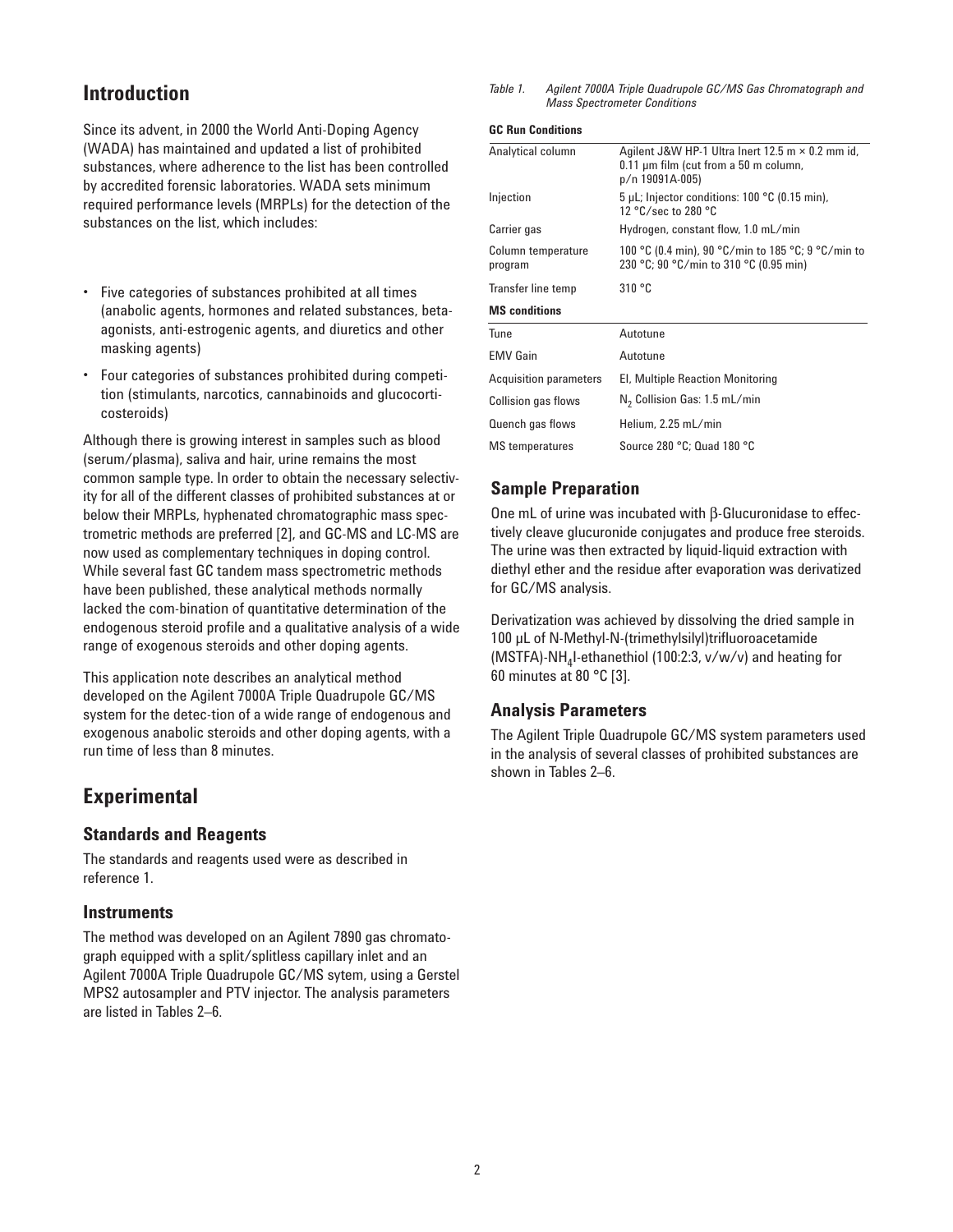## Introduction

Since its advent, in 2000 the World Anti-Doping Agency (WADA) has maintained and updated a list of prohibited substances, where adherence to the list has been controlled by accredited forensic laboratories. WADA sets minimum required performance levels (MRPLs) for the detection of the substances on the list, which includes:

- Five categories of substances prohibited at all times (anabolic agents, hormones and related substances, beta-agonists, anti-estrogenic agents, and diuretics and other masking agents)
- Four categories of substances prohibited during competition (stimulants, narcotics, cannabinoids and glucocorticosteroids)

Although there is growing interest in samples such as blood (serum/plasma), saliva and hair, urine remains the most common sample type. In order to obtain the necessary selectivity for all of the different classes of prohibited substances at or below their MRPLs, hyphenated chromatographic mass spectrometric methods are preferred [2], and GC-MS and LC-MS are now used as complementary techniques in doping control. While several fast GC tandem mass spectrometric methods have been published, these analytical methods normally lacked the com-bination of quantitative determination of the endogenous steroid profile and a qualitative analysis of a wide range of exogenous steroids and other doping agents.

This application note describes an analytical method developed on the Agilent 7000A Triple Quadrupole GC/MS system for the detec-tion of a wide range of endogenous and exogenous anabolic steroids and other doping agents, with a run time of less than 8 minutes.

## Experimental

### Standards and Reagents

The standards and reagents used were as described in reference 1.

### Instruments

The method was developed on an Agilent 7890 gas chromatograph equipped with a split/splitless capillary inlet and an Agilent 7000A Triple Quadrupole GC/MS sytem, using a Gerstel MPS2 autosampler and PTV injector. The analysis parameters are listed in Tables 2–6.

*Table 1. Agilent 7000A Triple Quadrupole GC/MS Gas Chromatograph and Mass Spectrometer Conditions*

| **GC Run Conditions** | |
|---|---|
| Analytical column | Agilent J&W HP-1 Ultra Inert 12.5 m × 0.2 mm id, 0.11 µm film (cut from a 50 m column, p/n 19091A-005) |
| Injection | 5 µL; Injector conditions: 100 °C (0.15 min), 12 °C/sec to 280 °C |
| Carrier gas | Hydrogen, constant flow, 1.0 mL/min |
| Column temperature program | 100 °C (0.4 min), 90 °C/min to 185 °C; 9 °C/min to 230 °C; 90 °C/min to 310 °C (0.95 min) |
| Transfer line temp | 310 °C |
| **MS conditions** | |
| Tune | Autotune |
| EMV Gain | Autotune |
| Acquisition parameters | EI, Multiple Reaction Monitoring |
| Collision gas flows | $N_2$ Collision Gas: 1.5 mL/min |
| Quench gas flows | Helium, 2.25 mL/min |
| MS temperatures | Source 280 °C; Quad 180 °C |

### Sample Preparation

One mL of urine was incubated with β-Glucuronidase to effectively cleave glucuronide conjugates and produce free steroids. The urine was then extracted by liquid-liquid extraction with diethyl ether and the residue after evaporation was derivatized for GC/MS analysis.

Derivatization was achieved by dissolving the dried sample in 100 µL of N-Methyl-N-(trimethylsilyl)trifluoroacetamide (MSTFA)-$NH_4I$-ethanethiol (100:2:3, v/w/v) and heating for 60 minutes at 80 °C [3].

### Analysis Parameters

The Agilent Triple Quadrupole GC/MS system parameters used in the analysis of several classes of prohibited substances are shown in Tables 2–6.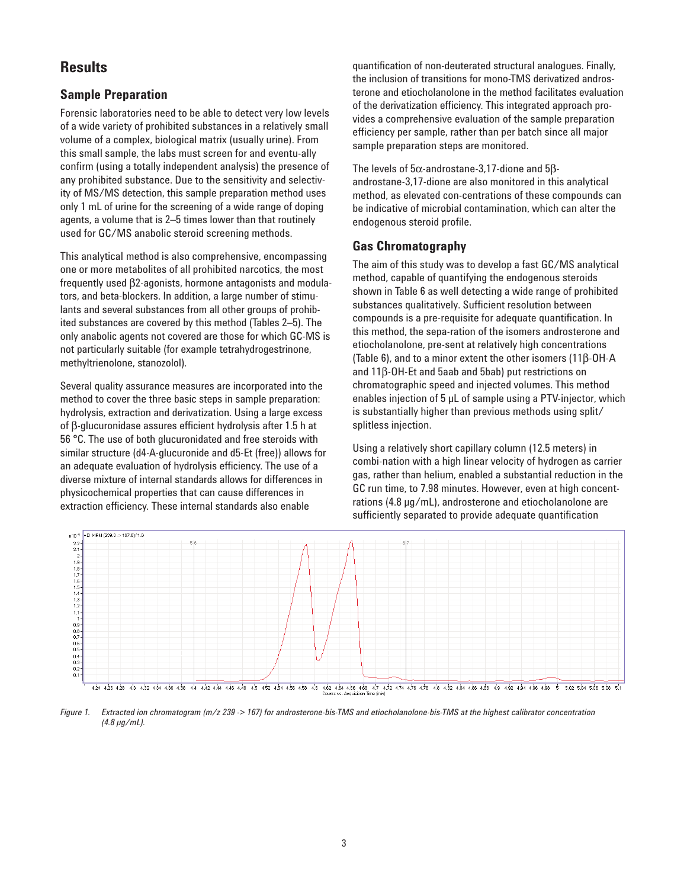## Results

### Sample Preparation

Forensic laboratories need to be able to detect very low levels of a wide variety of prohibited substances in a relatively small volume of a complex, biological matrix (usually urine). From this small sample, the labs must screen for and eventu-ally confirm (using a totally independent analysis) the presence of any prohibited substance. Due to the sensitivity and selectiv-ity of MS/MS detection, this sample preparation method uses only 1 mL of urine for the screening of a wide range of doping agents, a volume that is 2–5 times lower than that routinely used for GC/MS anabolic steroid screening methods.

This analytical method is also comprehensive, encompassing one or more metabolites of all prohibited narcotics, the most frequently used β2-agonists, hormone antagonists and modula-tors, and beta-blockers. In addition, a large number of stimu-lants and several substances from all other groups of prohib-ited substances are covered by this method (Tables 2–5). The only anabolic agents not covered are those for which GC-MS is not particularly suitable (for example tetrahydrogestrinone, methyltrienolone, stanozolol).

Several quality assurance measures are incorporated into the method to cover the three basic steps in sample preparation: hydrolysis, extraction and derivatization. Using a large excess of β-glucuronidase assures efficient hydrolysis after 1.5 h at 56 °C. The use of both glucuronidated and free steroids with similar structure (d4-A-glucuronide and d5-Et (free)) allows for an adequate evaluation of hydrolysis efficiency. The use of a diverse mixture of internal standards allows for differences in physicochemical properties that can cause differences in extraction efficiency. These internal standards also enable quantification of non-deuterated structural analogues. Finally, the inclusion of transitions for mono-TMS derivatized andros-terone and etiocholanolone in the method facilitates evaluation of the derivatization efficiency. This integrated approach pro-vides a comprehensive evaluation of the sample preparation efficiency per sample, rather than per batch since all major sample preparation steps are monitored.

The levels of 5α-androstane-3,17-dione and 5β-androstane-3,17-dione are also monitored in this analytical method, as elevated con-centrations of these compounds can be indicative of microbial contamination, which can alter the endogenous steroid profile.

### Gas Chromatography

The aim of this study was to develop a fast GC/MS analytical method, capable of quantifying the endogenous steroids shown in Table 6 as well detecting a wide range of prohibited substances qualitatively. Sufficient resolution between compounds is a pre-requisite for adequate quantification. In this method, the sepa-ration of the isomers androsterone and etiocholanolone, pre-sent at relatively high concentrations (Table 6), and to a minor extent the other isomers (11β-OH-A and 11β-OH-Et and 5aab and 5bab) put restrictions on chromatographic speed and injected volumes. This method enables injection of 5 µL of sample using a PTV-injector, which is substantially higher than previous methods using split/splitless injection.

Using a relatively short capillary column (12.5 meters) in combi-nation with a high linear velocity of hydrogen as carrier gas, rather than helium, enabled a substantial reduction in the GC run time, to 7.98 minutes. However, even at high concent-rations (4.8 µg/mL), androsterone and etiocholanolone are sufficiently separated to provide adequate quantification

*Figure 1. Extracted ion chromatogram (m/z 239 -> 167) for androsterone-bis-TMS and etiocholanolone-bis-TMS at the highest calibrator concentration (4.8 µg/mL).*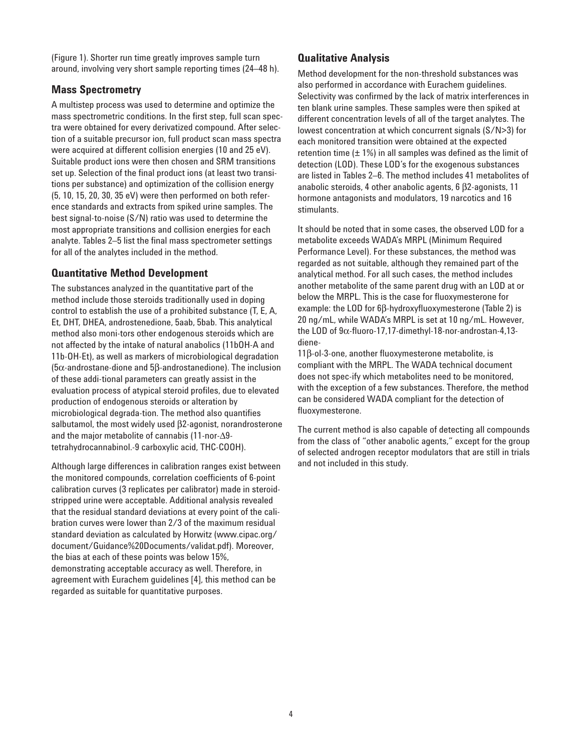(Figure 1). Shorter run time greatly improves sample turn around, involving very short sample reporting times (24–48 h).

### Mass Spectrometry

A multistep process was used to determine and optimize the mass spectrometric conditions. In the first step, full scan spectra were obtained for every derivatized compound. After selection of a suitable precursor ion, full product scan mass spectra were acquired at different collision energies (10 and 25 eV). Suitable product ions were then chosen and SRM transitions set up. Selection of the final product ions (at least two transitions per substance) and optimization of the collision energy (5, 10, 15, 20, 30, 35 eV) were then performed on both reference standards and extracts from spiked urine samples. The best signal-to-noise (S/N) ratio was used to determine the most appropriate transitions and collision energies for each analyte. Tables 2–5 list the final mass spectrometer settings for all of the analytes included in the method.

### Quantitative Method Development

The substances analyzed in the quantitative part of the method include those steroids traditionally used in doping control to establish the use of a prohibited substance (T, E, A, Et, DHT, DHEA, androstenedione, 5aab, 5bab. This analytical method also moni-tors other endogenous steroids which are not affected by the intake of natural anabolics (11bOH-A and 11b-OH-Et), as well as markers of microbiological degradation (5α-androstane-dione and 5β-androstanedione). The inclusion of these addi-tional parameters can greatly assist in the evaluation process of atypical steroid profiles, due to elevated production of endogenous steroids or alteration by microbiological degrada-tion. The method also quantifies salbutamol, the most widely used β2-agonist, norandrosterone and the major metabolite of cannabis (11-nor-Δ9-tetrahydrocannabinol.-9 carboxylic acid, THC-COOH).

Although large differences in calibration ranges exist between the monitored compounds, correlation coefficients of 6-point calibration curves (3 replicates per calibrator) made in steroid-stripped urine were acceptable. Additional analysis revealed that the residual standard deviations at every point of the calibration curves were lower than 2/3 of the maximum residual standard deviation as calculated by Horwitz (www.cipac.org/document/Guidance%20Documents/validat.pdf). Moreover, the bias at each of these points was below 15%, demonstrating acceptable accuracy as well. Therefore, in agreement with Eurachem guidelines [4], this method can be regarded as suitable for quantitative purposes.

### Qualitative Analysis

Method development for the non-threshold substances was also performed in accordance with Eurachem guidelines. Selectivity was confirmed by the lack of matrix interferences in ten blank urine samples. These samples were then spiked at different concentration levels of all of the target analytes. The lowest concentration at which concurrent signals (S/N>3) for each monitored transition were obtained at the expected retention time (± 1%) in all samples was defined as the limit of detection (LOD). These LOD's for the exogenous substances are listed in Tables 2–6. The method includes 41 metabolites of anabolic steroids, 4 other anabolic agents, 6 β2-agonists, 11 hormone antagonists and modulators, 19 narcotics and 16 stimulants.

It should be noted that in some cases, the observed LOD for a metabolite exceeds WADA's MRPL (Minimum Required Performance Level). For these substances, the method was regarded as not suitable, although they remained part of the analytical method. For all such cases, the method includes another metabolite of the same parent drug with an LOD at or below the MRPL. This is the case for fluoxymesterone for example: the LOD for 6β-hydroxyfluoxymesterone (Table 2) is 20 ng/mL, while WADA's MRPL is set at 10 ng/mL. However, the LOD of 9α-fluoro-17,17-dimethyl-18-nor-androstan-4,13-diene-11β-ol-3-one, another fluoxymesterone metabolite, is compliant with the MRPL. The WADA technical document does not spec-ify which metabolites need to be monitored, with the exception of a few substances. Therefore, the method can be considered WADA compliant for the detection of fluoxymesterone.

The current method is also capable of detecting all compounds from the class of "other anabolic agents," except for the group of selected androgen receptor modulators that are still in trials and not included in this study.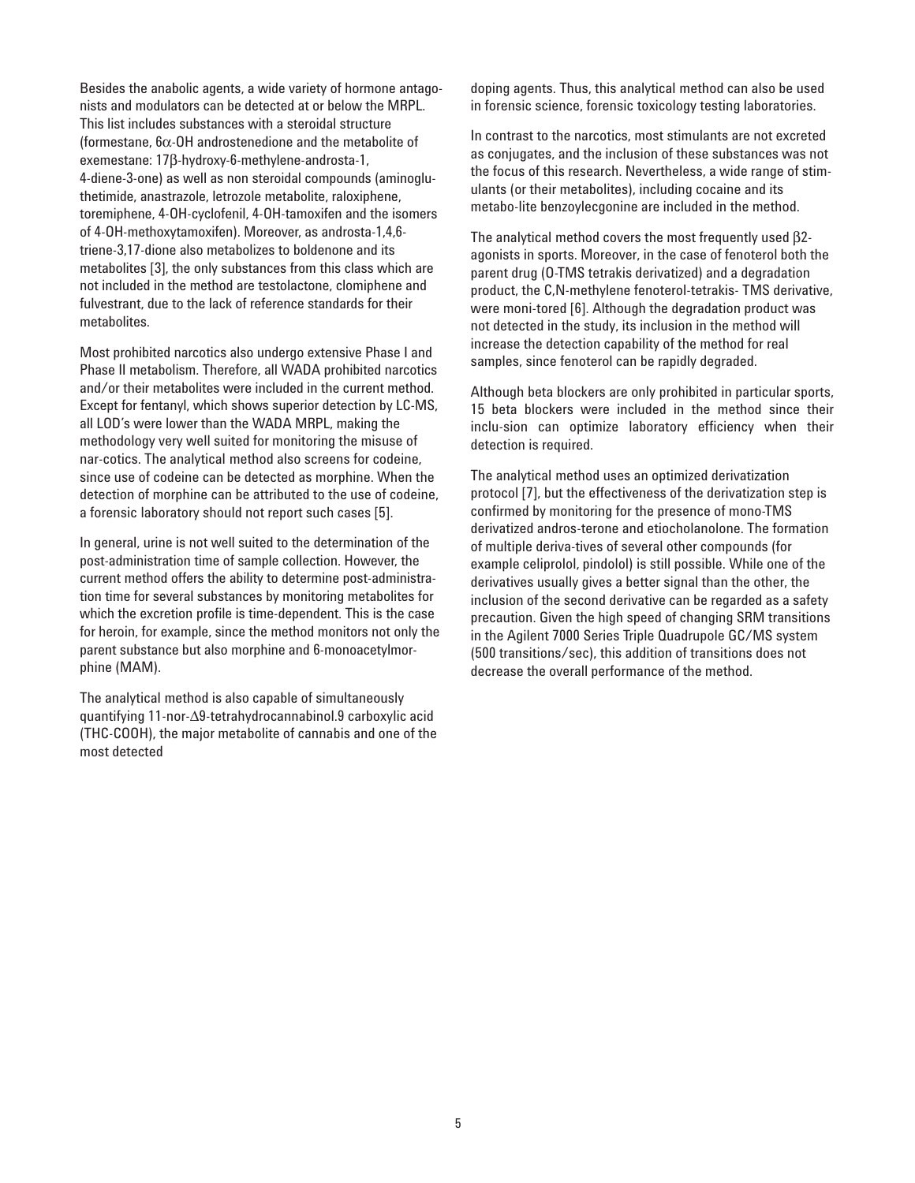Besides the anabolic agents, a wide variety of hormone antagonists and modulators can be detected at or below the MRPL. This list includes substances with a steroidal structure (formestane, 6$\alpha$-OH androstenedione and the metabolite of exemestane: 17$\beta$-hydroxy-6-methylene-androsta-1, 4-diene-3-one) as well as non steroidal compounds (aminoglutethimide, anastrazole, letrozole metabolite, raloxiphene, toremiphene, 4-OH-cyclofenil, 4-OH-tamoxifen and the isomers of 4-OH-methoxytamoxifen). Moreover, as androsta-1,4,6-triene-3,17-dione also metabolizes to boldenone and its metabolites [3], the only substances from this class which are not included in the method are testolactone, clomiphene and fulvestrant, due to the lack of reference standards for their metabolites.

Most prohibited narcotics also undergo extensive Phase I and Phase II metabolism. Therefore, all WADA prohibited narcotics and/or their metabolites were included in the current method. Except for fentanyl, which shows superior detection by LC-MS, all LOD's were lower than the WADA MRPL, making the methodology very well suited for monitoring the misuse of nar-cotics. The analytical method also screens for codeine, since use of codeine can be detected as morphine. When the detection of morphine can be attributed to the use of codeine, a forensic laboratory should not report such cases [5].

In general, urine is not well suited to the determination of the post-administration time of sample collection. However, the current method offers the ability to determine post-administration time for several substances by monitoring metabolites for which the excretion profile is time-dependent. This is the case for heroin, for example, since the method monitors not only the parent substance but also morphine and 6-monoacetylmorphine (MAM).

The analytical method is also capable of simultaneously quantifying 11-nor-$\Delta$9-tetrahydrocannabinol.9 carboxylic acid (THC-COOH), the major metabolite of cannabis and one of the most detected doping agents. Thus, this analytical method can also be used in forensic science, forensic toxicology testing laboratories.

In contrast to the narcotics, most stimulants are not excreted as conjugates, and the inclusion of these substances was not the focus of this research. Nevertheless, a wide range of stimulants (or their metabolites), including cocaine and its metabo-lite benzoylecgonine are included in the method.

The analytical method covers the most frequently used $\beta$2-agonists in sports. Moreover, in the case of fenoterol both the parent drug (O-TMS tetrakis derivatized) and a degradation product, the C,N-methylene fenoterol-tetrakis- TMS derivative, were moni-tored [6]. Although the degradation product was not detected in the study, its inclusion in the method will increase the detection capability of the method for real samples, since fenoterol can be rapidly degraded.

Although beta blockers are only prohibited in particular sports, 15 beta blockers were included in the method since their inclu-sion can optimize laboratory efficiency when their detection is required.

The analytical method uses an optimized derivatization protocol [7], but the effectiveness of the derivatization step is confirmed by monitoring for the presence of mono-TMS derivatized andros-terone and etiocholanolone. The formation of multiple deriva-tives of several other compounds (for example celiprolol, pindolol) is still possible. While one of the derivatives usually gives a better signal than the other, the inclusion of the second derivative can be regarded as a safety precaution. Given the high speed of changing SRM transitions in the Agilent 7000 Series Triple Quadrupole GC/MS system (500 transitions/sec), this addition of transitions does not decrease the overall performance of the method.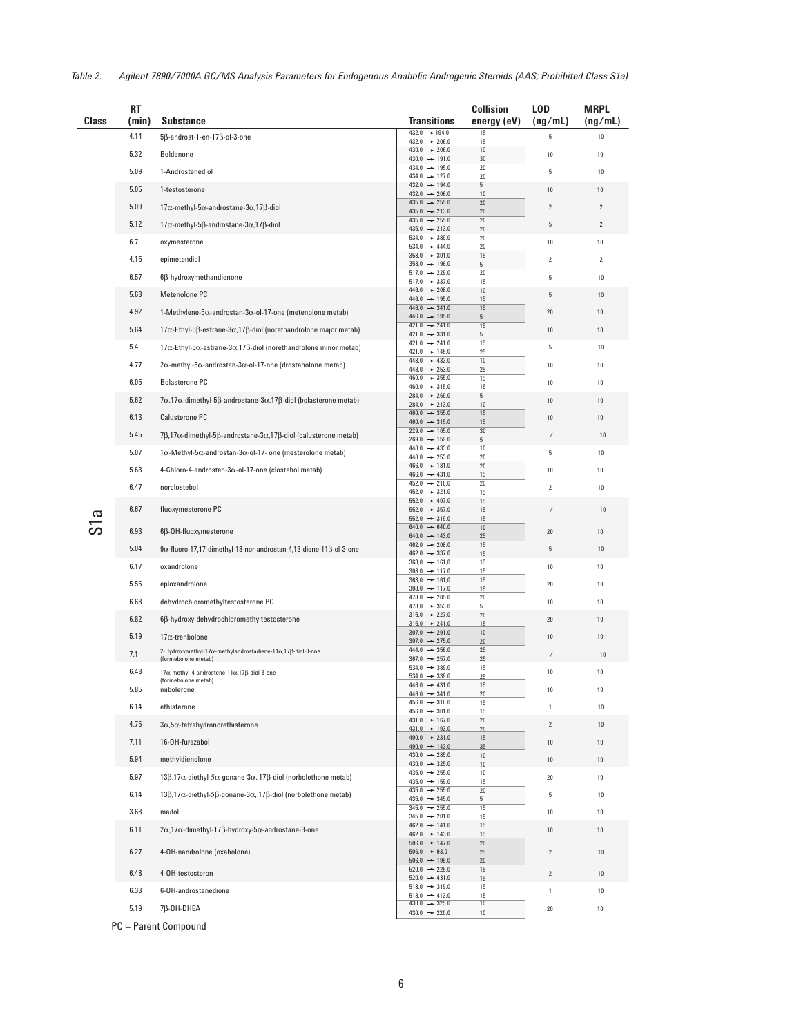*Table 2. Agilent 7890/7000A GC/MS Analysis Parameters for Endogenous Anabolic Androgenic Steroids (AAS; Prohibited Class S1a)*

| Class | RT (min) | Substance | Transitions | Collision energy (eV) | LOD (ng/mL) | MRPL (ng/mL) |
|---|---|---|---|---|---|---|
| S1a | 4.14 | 5β-androst-1-en-17β-ol-3-one | 432.0 → 194.0<br>432.0 → 206.0 | 15<br>15 | 5 | 10 |
| | 5.32 | Boldenone | 430.0 → 206.0<br>430.0 → 191.0 | 10<br>30 | 10 | 10 |
| | 5.09 | 1-Androstenediol | 434.0 → 195.0<br>434.0 → 127.0 | 20<br>20 | 5 | 10 |
| | 5.05 | 1-testosterone | 432.0 → 194.0<br>432.0 → 206.0 | 5<br>10 | 10 | 10 |
| | 5.09 | 17α-methyl-5α-androstane-3α,17β-diol | 435.0 → 255.0<br>435.0 → 213.0 | 20<br>20 | 2 | 2 |
| | 5.12 | 17α-methyl-5β-androstane-3α,17β-diol | 435.0 → 255.0<br>435.0 → 213.0 | 20<br>20 | 5 | 2 |
| | 6.7 | oxymesterone | 534.0 → 389.0<br>534.0 → 444.0 | 20<br>20 | 10 | 10 |
| | 4.15 | epimetendiol | 358.0 → 301.0<br>358.0 → 196.0 | 15<br>5 | 2 | 2 |
| | 6.57 | 6β-hydroxymethandienone | 517.0 → 229.0<br>517.0 → 337.0 | 20<br>15 | 5 | 10 |
| | 5.63 | Metenolone PC | 446.0 → 208.0<br>446.0 → 195.0 | 10<br>15 | 5 | 10 |
| | 4.92 | 1-Methylene-5α-androstan-3α-ol-17-one (metenolone metab) | 446.0 → 341.0<br>446.0 → 195.0 | 15<br>5 | 20 | 10 |
| | 5.64 | 17α-Ethyl-5β-estrane-3α,17β-diol (norethandrolone major metab) | 421.0 → 241.0<br>421.0 → 331.0 | 15<br>5 | 10 | 10 |
| | 5.4 | 17α-Ethyl-5α-estrane-3α,17β-diol (norethandrolone minor metab) | 421.0 → 241.0<br>421.0 → 145.0 | 15<br>25 | 5 | 10 |
| | 4.77 | 2α-methyl-5α-androstan-3α-ol-17-one (drostanolone metab) | 448.0 → 433.0<br>448.0 → 253.0 | 10<br>25 | 10 | 10 |
| | 6.05 | Bolasterone PC | 460.0 → 355.0<br>460.0 → 315.0 | 15<br>15 | 10 | 10 |
| | 5.62 | 7α,17α-dimethyl-5β-androstane-3α,17β-diol (bolasterone metab) | 284.0 → 269.0<br>284.0 → 213.0 | 5<br>10 | 10 | 10 |
| | 6.13 | Calusterone PC | 460.0 → 355.0<br>460.0 → 315.0 | 15<br>15 | 10 | 10 |
| | 5.45 | 7β,17α-dimethyl-5β-androstane-3α,17β-diol (calusterone metab) | 229.0 → 105.0<br>269.0 → 159.0 | 30<br>5 | / | 10 |
| | 5.07 | 1α-Methyl-5α-androstan-3α-ol-17- one (mesterolone metab) | 448.0 → 433.0<br>448.0 → 253.0 | 10<br>20 | 5 | 10 |
| | 5.63 | 4-Chloro-4-androsten-3α-ol-17-one (clostebol metab) | 466.0 → 181.0<br>466.0 → 431.0 | 20<br>15 | 10 | 10 |
| | 6.47 | norclostebol | 452.0 → 216.0<br>452.0 → 321.0 | 20<br>15 | 2 | 10 |
| | 6.67 | fluoxymesterone PC | 552.0 → 407.0<br>552.0 → 357.0<br>552.0 → 319.0 | 15<br>15<br>15 | / | 10 |
| | 6.93 | 6β-OH-fluoxymesterone | 640.0 → 640.0<br>640.0 → 143.0 | 10<br>25 | 20 | 10 |
| | 5.04 | 9α-fluoro-17,17-dimethyl-18-nor-androstan-4,13-diene-11β-ol-3-one | 462.0 → 208.0<br>462.0 → 337.0 | 15<br>15 | 5 | 10 |
| | 6.17 | oxandrolone | 363.0 → 161.0<br>308.0 → 117.0 | 15<br>15 | 10 | 10 |
| | 5.56 | epioxandrolone | 363.0 → 161.0<br>308.0 → 117.0 | 15<br>15 | 20 | 10 |
| | 6.68 | dehydrochloromethyltestosterone PC | 478.0 → 285.0<br>478.0 → 353.0 | 20<br>5 | 10 | 10 |
| | 6.82 | 6β-hydroxy-dehydrochloromethyltestosterone | 315.0 → 227.0<br>315.0 → 241.0 | 20<br>15 | 20 | 10 |
| | 5.19 | 17α-trenbolone | 307.0 → 291.0<br>307.0 → 275.0 | 10<br>20 | 10 | 10 |
| | 7.1 | 2-Hydroxymethyl-17α-methylandrostadiene-11α,17β-diol-3-one (formebolone metab) | 444.0 → 356.0<br>367.0 → 257.0 | 25<br>25 | / | 10 |
| | 6.48 | 17α-methyl-4-androstene-11α,17β-diol-3-one (formebolone metab) | 534.0 → 389.0<br>534.0 → 339.0 | 15<br>25 | 10 | 10 |
| | 5.85 | mibolerone | 446.0 → 431.0<br>446.0 → 341.0 | 15<br>20 | 10 | 10 |
| | 6.14 | ethisterone | 456.0 → 316.0<br>456.0 → 301.0 | 15<br>15 | 1 | 10 |
| | 4.76 | 3α,5α-tetrahydronorethisterone | 431.0 → 167.0<br>431.0 → 193.0 | 20<br>20 | 2 | 10 |
| | 7.11 | 16-OH-furazabol | 490.0 → 231.0<br>490.0 → 143.0 | 15<br>35 | 10 | 10 |
| | 5.94 | methyldienolone | 430.0 → 285.0<br>430.0 → 325.0 | 10<br>10 | 10 | 10 |
| | 5.97 | 13β,17α-diethyl-5α-gonane-3α, 17β-diol (norbolethone metab) | 435.0 → 255.0<br>435.0 → 159.0 | 10<br>15 | 20 | 10 |
| | 6.14 | 13β,17α-diethyl-5β-gonane-3α, 17β-diol (norbolethone metab) | 435.0 → 255.0<br>435.0 → 345.0 | 20<br>5 | 5 | 10 |
| | 3.68 | madol | 345.0 → 255.0<br>345.0 → 201.0 | 15<br>15 | 10 | 10 |
| | 6.11 | 2α,17α-dimethyl-17β-hydroxy-5α-androstane-3-one | 462.0 → 141.0<br>462.0 → 143.0 | 15<br>15 | 10 | 10 |
| | 6.27 | 4-OH-nandrolone (oxabolone) | 506.0 → 147.0<br>506.0 → 93.0<br>506.0 → 195.0 | 20<br>25<br>20 | 2 | 10 |
| | 6.48 | 4-OH-testosteron | 520.0 → 225.0<br>520.0 → 431.0 | 15<br>15 | 2 | 10 |
| | 6.33 | 6-OH-androstenedione | 518.0 → 319.0<br>518.0 → 413.0 | 15<br>15 | 1 | 10 |
| | 5.19 | 7β-OH-DHEA | 430.0 → 325.0<br>430.0 → 220.0 | 10<br>10 | 20 | 10 |

PC = Parent Compound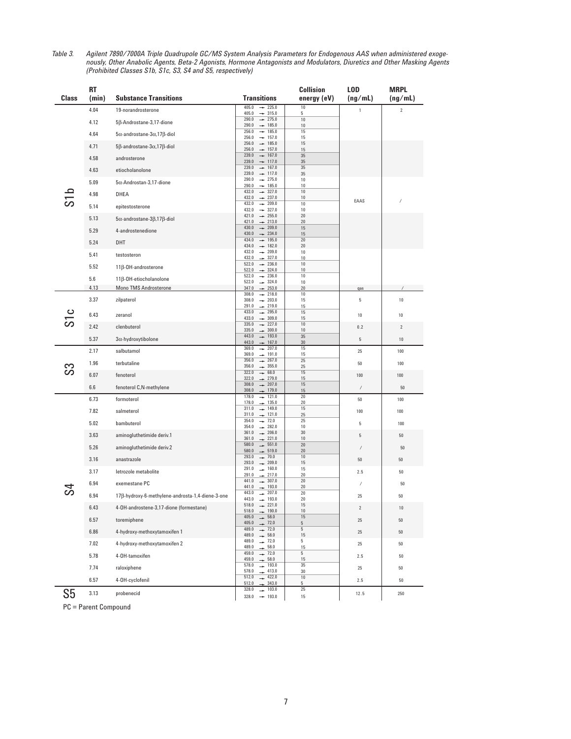*Table 3. Agilent 7890/7000A Triple Quadrupole GC/MS System Analysis Parameters for Endogenous AAS when administered exogenously, Other Anabolic Agents, Beta-2 Agonists, Hormone Antagonists and Modulators, Diuretics and Other Masking Agents (Prohibited Classes S1b, S1c, S3, S4 and S5, respectively)*

| Class | RT (min) | Substance Transitions | Transitions | Collision energy (eV) | LOD (ng/mL) | MRPL (ng/mL) |
|---|---|---|---|---|---|---|
| S1b | 4.04 | 19-norandrosterone | 405.0 → 225.0<br>405.0 → 315.0 | 10<br>5 | 1 | 2 |
| | 4.12 | 5β-Androstane-3,17-dione | 290.0 → 275.0<br>290.0 → 185.0 | 10<br>10 | EAAS | / |
| | 4.64 | 5α-androstane-3α,17β-diol | 256.0 → 185.0<br>256.0 → 157.0 | 15<br>15 | | |
| | 4.71 | 5β-androstane-3α,17β-diol | 256.0 → 185.0<br>256.0 → 157.0 | 15<br>15 | | |
| | 4.58 | androsterone | 239.0 → 167.0<br>239.0 → 117.0 | 35<br>35 | | |
| | 4.63 | etiocholanolone | 239.0 → 167.0<br>239.0 → 117.0 | 35<br>35 | | |
| | 5.09 | 5α-Androstan-3,17-dione | 290.0 → 275.0<br>290.0 → 185.0 | 10<br>10 | | |
| | 4.98 | DHEA | 432.0 → 327.0<br>432.0 → 237.0 | 10<br>10 | | |
| | 5.14 | epitestosterone | 432.0 → 209.0<br>432.0 → 327.0 | 10<br>10 | | |
| | 5.13 | 5α-androstane-3β,17β-diol | 421.0 → 255.0<br>421.0 → 213.0 | 20<br>20 | | |
| | 5.29 | 4-androstenedione | 430.0 → 209.0<br>430.0 → 234.0 | 15<br>15 | | |
| | 5.24 | DHT | 434.0 → 195.0<br>434.0 → 182.0 | 20<br>20 | | |
| | 5.41 | testosteron | 432.0 → 209.0<br>432.0 → 327.0 | 10<br>10 | | |
| | 5.52 | 11β-OH-androsterone | 522.0 → 236.0<br>522.0 → 324.0 | 10<br>10 | | |
| | 5.6 | 11β-OH-etiocholanolone | 522.0 → 236.0<br>522.0 → 324.0 | 10<br>10 | | |
| | 4.13 | Mono TMS Androsterone | 347.0 → 253.0 | 20 | qas | / |
| S1c | 3.37 | zilpaterol | 308.0 → 218.0<br>308.0 → 203.0<br>291.0 → 219.0 | 10<br>15<br>15 | 5 | 10 |
| | 6.43 | zeranol | 433.0 → 295.0<br>433.0 → 309.0 | 15<br>15 | 10 | 10 |
| | 2.42 | clenbuterol | 335.0 → 227.0<br>335.0 → 300.0 | 10<br>10 | 0.2 | 2 |
| | 5.37 | 3α-hydroxytibolone | 443.0 → 193.0<br>443.0 → 167.0 | 35<br>30 | 5 | 10 |
| S3 | 2.17 | salbutamol | 369.0 → 207.0<br>369.0 → 191.0 | 15<br>15 | 25 | 100 |
| | 1.96 | terbutaline | 356.0 → 267.0<br>356.0 → 355.0 | 25<br>25 | 50 | 100 |
| | 6.07 | fenoterol | 322.0 → 68.0<br>322.0 → 279.0 | 15<br>15 | 100 | 100 |
| | 6.6 | fenoterol C,N-methylene | 308.0 → 207.0<br>308.0 → 179.0 | 15<br>15 | / | 50 |
| S4 | 6.73 | formoterol | 178.0 → 121.0<br>178.0 → 135.0 | 20<br>20 | 50 | 100 |
| | 7.82 | salmeterol | 311.0 → 149.0<br>311.0 → 121.0 | 15<br>25 | 100 | 100 |
| | 5.02 | bambuterol | 354.0 → 72.0<br>354.0 → 282.0 | 25<br>10 | 5 | 100 |
| | 3.63 | aminogluthetimide deriv.1 | 361.0 → 206.0<br>361.0 → 221.0 | 30<br>10 | 5 | 50 |
| | 5.26 | aminogluthetimide deriv.2 | 580.0 → 551.0<br>580.0 → 519.0 | 20<br>20 | / | 50 |
| | 3.16 | anastrazole | 293.0 → 70.0<br>293.0 → 209.0 | 10<br>15 | 50 | 50 |
| | 3.17 | letrozole metabolite | 291.0 → 160.0<br>291.0 → 217.0 | 15<br>20 | 2.5 | 50 |
| | 6.94 | exemestane PC | 441.0 → 307.0<br>441.0 → 193.0 | 20<br>20 | / | 50 |
| | 6.94 | 17β-hydroxy-6-methylene-androsta-1,4-diene-3-one | 443.0 → 207.0<br>443.0 → 193.0 | 20<br>20 | 25 | 50 |
| | 6.43 | 4-OH-androstene-3,17-dione (formestane) | 518.0 → 221.0<br>518.0 → 190.0 | 15<br>10 | 2 | 10 |
| | 6.57 | toremiphene | 405.0 → 58.0<br>405.0 → 72.0 | 15<br>5 | 25 | 50 |
| | 6.86 | 4-hydroxy-methoxytamoxifen 1 | 489.0 → 72.0<br>489.0 → 58.0 | 5<br>15 | 25 | 50 |
| | 7.02 | 4-hydroxy-methoxytamoxifen 2 | 489.0 → 72.0<br>489.0 → 58.0 | 5<br>15 | 25 | 50 |
| | 5.78 | 4-OH-tamoxifen | 459.0 → 72.0<br>459.0 → 58.0 | 5<br>15 | 2.5 | 50 |
| | 7.74 | raloxiphene | 578.0 → 193.0<br>578.0 → 413.0 | 35<br>30 | 25 | 50 |
| | 6.57 | 4-OH-cyclofenil | 512.0 → 422.0<br>512.0 → 343.0 | 10<br>5 | 2.5 | 50 |
| S5 | 3.13 | probenecid | 328.0 → 103.0<br>328.0 → 193.0 | 25<br>15 | 12.5 | 250 |

PC = Parent Compound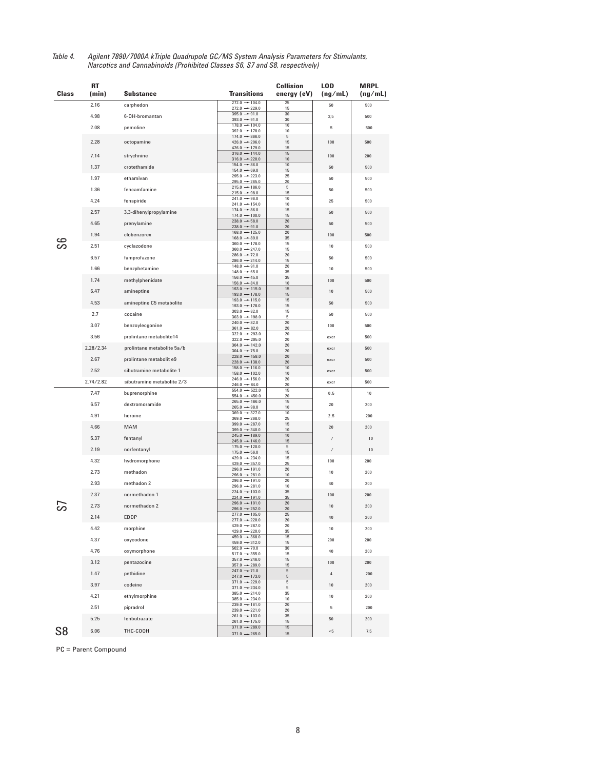*Table 4. Agilent 7890/7000A kTriple Quadrupole GC/MS System Analysis Parameters for Stimulants, Narcotics and Cannabinoids (Prohibited Classes S6, S7 and S8, respectively)*

| Class | RT (min) | Substance | Transitions | Collision energy (eV) | LOD (ng/mL) | MRPL (ng/mL) |
|---|---|---|---|---|---|---|
| S6 | 2.16 | carphedon | 272.0 → 104.0<br>272.0 → 229.0 | 25<br>15 | 50 | 500 |
| | 4.98 | 6-OH-bromantan | 395.0 → 91.0<br>393.0 → 91.0 | 30<br>30 | 2,5 | 500 |
| | 2.08 | pemoline | 178.0 → 104.0<br>392.0 → 178.0 | 10<br>10 | 5 | 500 |
| | 2.28 | octopamine | 174.0 → 866.0<br>426.0 → 206.0<br>426.0 → 179.0 | 5<br>15<br>15 | 100 | 500 |
| | 7.14 | strychnine | 316.0 → 144.0<br>316.0 → 220.0 | 15<br>10 | 100 | 200 |
| | 1.37 | crotethamide | 154.0 → 86.0<br>154.0 → 69.0 | 10<br>15 | 50 | 500 |
| | 1.97 | ethamivan | 295.0 → 223.0<br>295.0 → 265.0 | 25<br>20 | 50 | 500 |
| | 1.36 | fencamfamine | 215.0 → 186.0<br>215.0 → 98.0 | 5<br>15 | 50 | 500 |
| | 4.24 | fenspiride | 241.0 → 96.0<br>241.0 → 154.0 | 10<br>10 | 25 | 500 |
| | 2.57 | 3,3-dihenylpropylamine | 174.0 → 86.0<br>174.0 → 100.0 | 15<br>15 | 50 | 500 |
| | 4.65 | prenylamine | 238.0 → 58.0<br>238.0 → 91.0 | 20<br>20 | 50 | 500 |
| | 1.94 | clobenzorex | 168.0 → 125.0<br>168.0 → 89.0 | 20<br>35 | 100 | 500 |
| | 2.51 | cyclazodone | 360.0 → 178.0<br>360.0 → 247.0 | 15<br>15 | 10 | 500 |
| | 6.57 | famprofazone | 286.0 → 72.0<br>286.0 → 214.0 | 20<br>15 | 50 | 500 |
| | 1.66 | benzphetamine | 148.0 → 91.0<br>148.0 → 65.0 | 20<br>35 | 10 | 500 |
| | 1.74 | methylphenidate | 156.0 → 45.0<br>156.0 → 84.0 | 35<br>10 | 100 | 500 |
| | 6.47 | amineptine | 193.0 → 115.0<br>193.0 → 178.0 | 15<br>15 | 10 | 500 |
| | 4.53 | amineptine C5 metabolite | 193.0 → 115.0<br>193.0 → 178.0 | 15<br>15 | 50 | 500 |
| | 2.7 | cocaine | 303.0 → 82.0<br>303.0 → 198.0 | 15<br>5 | 50 | 500 |
| | 3.07 | benzoylecgonine | 240.0 → 82.0<br>361.0 → 82.0 | 20<br>20 | 100 | 500 |
| | 3.56 | prolintane metabolite14 | 322.0 → 293.0<br>322.0 → 205.0 | 20<br>20 | excr | 500 |
| | 2.28/2.34 | prolintane metabolite 5a/b | 304.0 → 142.0<br>304.0 → 75.0 | 20<br>20 | excr | 500 |
| | 2.67 | prolintane metabolit e9 | 228.0 → 158.0<br>228.0 → 138.0 | 20<br>20 | excr | 500 |
| | 2.52 | sibutramine metabolite 1 | 158.0 → 116.0<br>158.0 → 102.0 | 10<br>10 | excr | 500 |
| | 2.74/2.82 | sibutramine metabolite 2/3 | 246.0 → 156.0<br>246.0 → 84.0 | 20<br>20 | excr | 500 |
| S7 | 7.47 | buprenorphine | 554.0 → 522.0<br>554.0 → 450.0 | 15<br>20 | 0.5 | 10 |
| | 6.57 | dextromoramide | 265.0 → 166.0<br>265.0 → 98.0 | 15<br>10 | 20 | 200 |
| | 4.91 | heroine | 369.0 → 327.0<br>369.0 → 268.0 | 10<br>25 | 2.5 | 200 |
| | 4.66 | MAM | 399.0 → 287.0<br>399.0 → 340.0 | 15<br>10 | 20 | 200 |
| | 5.37 | fentanyl | 245.0 → 189.0<br>245.0 → 146.0 | 10<br>15 | / | 10 |
| | 2.19 | norfentanyl | 175.0 → 120.0<br>175.0 → 56.0 | 5<br>15 | / | 10 |
| | 4.32 | hydromorphone | 429.0 → 234.0<br>429.0 → 357.0 | 15<br>25 | 100 | 200 |
| | 2.73 | methadon | 296.0 → 191.0<br>296.0 → 281.0 | 20<br>10 | 10 | 200 |
| | 2.93 | methadon 2 | 296.0 → 191.0<br>296.0 → 281.0 | 20<br>10 | 40 | 200 |
| | 2.37 | normethadon 1 | 224.0 → 103.0<br>224.0 → 191.0 | 35<br>35 | 100 | 200 |
| | 2.73 | normethadon 2 | 296.0 → 191.0<br>296.0 → 252.0 | 20<br>20 | 10 | 200 |
| | 2.14 | EDDP | 277.0 → 105.0<br>277.0 → 220.0 | 25<br>20 | 40 | 200 |
| | 4.42 | morphine | 429.0 → 287.0<br>429.0 → 220.0 | 20<br>35 | 10 | 200 |
| | 4.37 | oxycodone | 459.0 → 368.0<br>459.0 → 312.0 | 15<br>15 | 200 | 200 |
| | 4.76 | oxymorphone | 502.0 → 70.0<br>517.0 → 355.0 | 30<br>15 | 40 | 200 |
| | 3.12 | pentazocine | 357.0 → 246.0<br>357.0 → 289.0 | 15<br>15 | 100 | 200 |
| | 1.47 | pethidine | 247.0 → 71.0<br>247.0 → 173.0 | 5<br>5 | 4 | 200 |
| | 3.97 | codeine | 371.0 → 229.0<br>371.0 → 234.0 | 5<br>5 | 10 | 200 |
| | 4.21 | ethylmorphine | 385.0 → 214.0<br>385.0 → 234.0 | 35<br>10 | 10 | 200 |
| | 2.51 | pipradrol | 239.0 → 161.0<br>239.0 → 221.0 | 20<br>20 | 5 | 200 |
| | 5.25 | fenbutrazate | 261.0 → 103.0<br>261.0 → 175.0 | 35<br>15 | 50 | 200 |
| S8 | 6.06 | THC-COOH | 371.0 → 289.0<br>371.0 → 265.0 | 15<br>15 | <5 | 7,5 |

PC = Parent Compound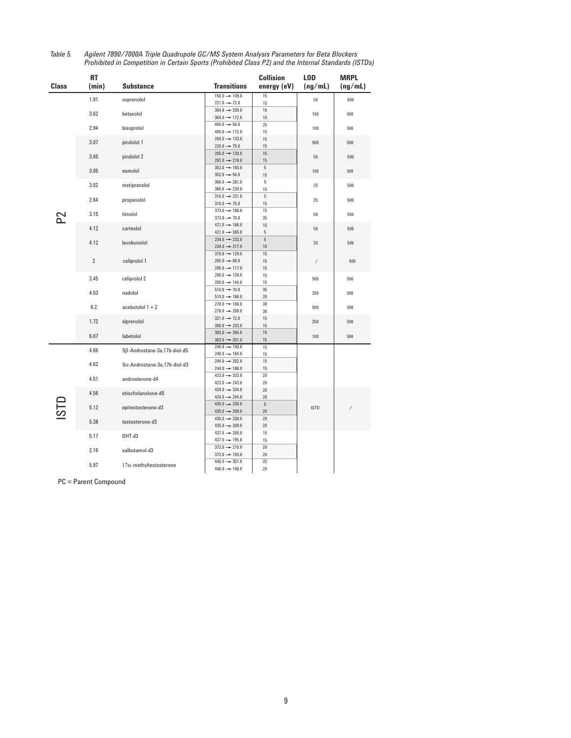*Table 5. Agilent 7890/7000A Triple Quadrupole GC/MS System Analysis Parameters for Beta Blockers Prohibited in Competition in Certain Sports (Prohibited Class P2) and the Internal Standards (ISTDs)*

| Class | RT (min) | Substance | Transitions | Collision energy (eV) | LOD (ng/mL) | MRPL (ng/mL) |
|---|---|---|---|---|---|---|
| P2 | 1.91 | oxprenolol | 150.0 → 109.0<br>221.0 → 72.0 | 15<br>15 | 50 | 500 |
| | 3.62 | betaxolol | 364.0 → 209.0<br>364.0 → 172.0 | 10<br>10 | 100 | 500 |
| | 2.94 | bisoprolol | 405.0 → 56.0<br>405.0 → 172.0 | 25<br>15 | 100 | 500 |
| | 3.07 | pindolol 1 | 204.0 → 133.0<br>220.0 → 75.0 | 15<br>15 | 500 | 500 |
| | 3.65 | pindolol 2 | 205.0 → 130.0<br>292.0 → 218.0 | 15<br>15 | 50 | 500 |
| | 3.05 | esmolol | 352.0 → 193.0<br>352.0 → 56.0 | 5<br>15 | 100 | 500 |
| | 3.02 | metipranolol | 366.0 → 281.0<br>366.0 → 239.0 | 5<br>15 | 25 | 500 |
| | 2.64 | propanolol | 316.0 → 231.0<br>316.0 → 75.0 | 5<br>15 | 25 | 500 |
| | 3.15 | timolol | 373.0 → 186.0<br>373.0 → 70.0 | 15<br>35 | 50 | 500 |
| | 4.12 | carteolol | 421.0 → 186.0<br>421.0 → 365.0 | 15<br>5 | 50 | 500 |
| | 4.12 | levobunolol | 234.0 → 233.0<br>234.0 → 217.0 | 5<br>10 | 25 | 500 |
| | 2 | celiprolol 1 | 319.0 → 129.0<br>205.0 → 89.0<br>205.0 → 117.0 | 15<br>15<br>15 | / | 500 |
| | 3.45 | celiprolol 2 | 200.0 → 128.0<br>200.0 → 144.0 | 15<br>15 | 500 | 500 |
| | 4.53 | nadolol | 510.0 → 70.0<br>510.0 → 186.0 | 35<br>20 | 250 | 500 |
| | 6.2 | acebutolol 1 + 2 | 278.0 → 166.0<br>278.0 → 208.0 | 30<br>30 | 500 | 500 |
| | 1.72 | alprenolol | 321.0 → 72.0<br>306.0 → 203.0 | 15<br>15 | 250 | 500 |
| | 6.67 | labetolol | 383.0 → 265.0<br>383.0 → 251.0 | 15<br>15 | 100 | 500 |
| ISTD | 4.66 | 5β-Androstane-3a,17b-diol-d5 | 246.0 → 190.0<br>246.0 → 164.0 | 15<br>15 | ISTD | / |
| | 4.62 | 5α-Androstane-3a,17b-diol-d3 | 244.0 → 202.0<br>244.0 → 188.0 | 15<br>15 | | |
| | 4.51 | androsterone-d4 | 423.0 → 333.0<br>423.0 → 243.0 | 20<br>20 | | |
| | 4.56 | etiocholanolone-d5 | 424.0 → 334.0<br>424.0 → 244.0 | 20<br>20 | | |
| | 5.12 | epitestosterone-d3 | 435.0 → 330.0<br>435.0 → 209.0 | 5<br>20 | | |
| | 5.38 | testosterone-d3 | 435.0 → 330.0<br>435.0 → 209.0 | 20<br>20 | | |
| | 5.17 | DHT-d3 | 437.0 → 205.0<br>437.0 → 195.0 | 15<br>15 | | |
| | 2.16 | salbutamol-d3 | 372.0 → 210.0<br>372.0 → 193.0 | 20<br>20 | | |
| | 5.97 | 17α-methyltestosterone | 446.0 → 301.0<br>446.0 → 198.0 | 25<br>20 | | |

PC = Parent Compound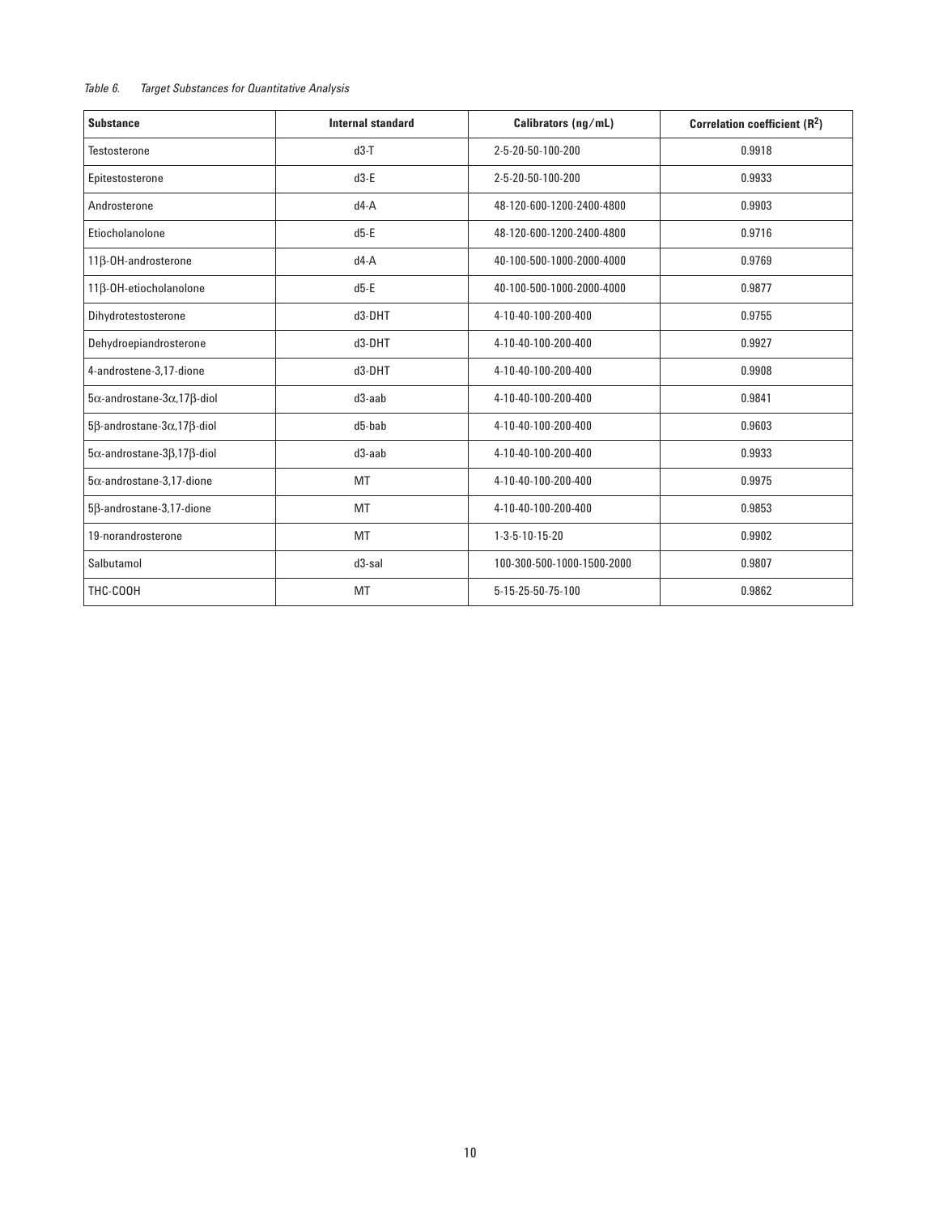*Table 6. Target Substances for Quantitative Analysis*

| Substance | Internal standard | Calibrators (ng/mL) | Correlation coefficient ($R^2$) |
|---|---|---|---|
| Testosterone | d3-T | 2-5-20-50-100-200 | 0.9918 |
| Epitestosterone | d3-E | 2-5-20-50-100-200 | 0.9933 |
| Androsterone | d4-A | 48-120-600-1200-2400-4800 | 0.9903 |
| Etiocholanolone | d5-E | 48-120-600-1200-2400-4800 | 0.9716 |
| 11β-OH-androsterone | d4-A | 40-100-500-1000-2000-4000 | 0.9769 |
| 11β-OH-etiocholanolone | d5-E | 40-100-500-1000-2000-4000 | 0.9877 |
| Dihydrotestosterone | d3-DHT | 4-10-40-100-200-400 | 0.9755 |
| Dehydroepiandrosterone | d3-DHT | 4-10-40-100-200-400 | 0.9927 |
| 4-androstene-3,17-dione | d3-DHT | 4-10-40-100-200-400 | 0.9908 |
| 5α-androstane-3α,17β-diol | d3-aab | 4-10-40-100-200-400 | 0.9841 |
| 5β-androstane-3α,17β-diol | d5-bab | 4-10-40-100-200-400 | 0.9603 |
| 5α-androstane-3β,17β-diol | d3-aab | 4-10-40-100-200-400 | 0.9933 |
| 5α-androstane-3,17-dione | MT | 4-10-40-100-200-400 | 0.9975 |
| 5β-androstane-3,17-dione | MT | 4-10-40-100-200-400 | 0.9853 |
| 19-norandrosterone | MT | 1-3-5-10-15-20 | 0.9902 |
| Salbutamol | d3-sal | 100-300-500-1000-1500-2000 | 0.9807 |
| THC-COOH | MT | 5-15-25-50-75-100 | 0.9862 |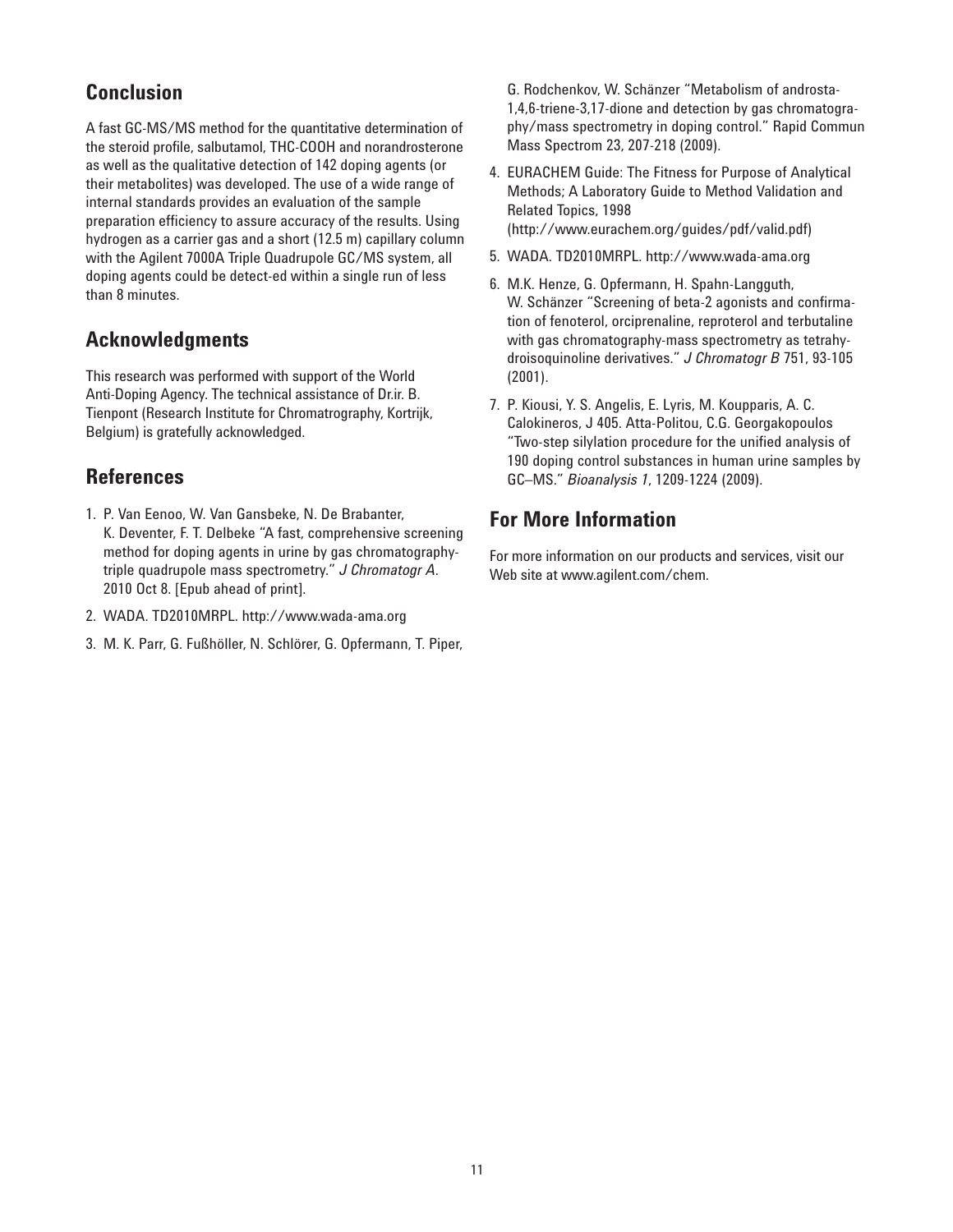## Conclusion

A fast GC-MS/MS method for the quantitative determination of the steroid profile, salbutamol, THC-COOH and norandrosterone as well as the qualitative detection of 142 doping agents (or their metabolites) was developed. The use of a wide range of internal standards provides an evaluation of the sample preparation efficiency to assure accuracy of the results. Using hydrogen as a carrier gas and a short (12.5 m) capillary column with the Agilent 7000A Triple Quadrupole GC/MS system, all doping agents could be detect-ed within a single run of less than 8 minutes.

## Acknowledgments

This research was performed with support of the World Anti-Doping Agency. The technical assistance of Dr.ir. B. Tienpont (Research Institute for Chromatrography, Kortrijk, Belgium) is gratefully acknowledged.

## References

1. P. Van Eenoo, W. Van Gansbeke, N. De Brabanter, K. Deventer, F. T. Delbeke "A fast, comprehensive screening method for doping agents in urine by gas chromatography-triple quadrupole mass spectrometry." *J Chromatogr A.* 2010 Oct 8. [Epub ahead of print].
2. WADA. TD2010MRPL. http://www.wada-ama.org
3. M. K. Parr, G. Fußhöller, N. Schlörer, G. Opfermann, T. Piper, G. Rodchenkov, W. Schänzer "Metabolism of androsta-1,4,6-triene-3,17-dione and detection by gas chromatography/mass spectrometry in doping control." Rapid Commun Mass Spectrom 23, 207-218 (2009).
4. EURACHEM Guide: The Fitness for Purpose of Analytical Methods; A Laboratory Guide to Method Validation and Related Topics, 1998 (http://www.eurachem.org/guides/pdf/valid.pdf)
5. WADA. TD2010MRPL. http://www.wada-ama.org
6. M.K. Henze, G. Opfermann, H. Spahn-Langguth, W. Schänzer "Screening of beta-2 agonists and confirmation of fenoterol, orciprenaline, reproterol and terbutaline with gas chromatography-mass spectrometry as tetrahydroisoquinoline derivatives." *J Chromatogr B* 751, 93-105 (2001).
7. P. Kiousi, Y. S. Angelis, E. Lyris, M. Koupparis, A. C. Calokineros, J 405. Atta-Politou, C.G. Georgakopoulos "Two-step silylation procedure for the unified analysis of 190 doping control substances in human urine samples by GC–MS." *Bioanalysis 1*, 1209-1224 (2009).

## For More Information

For more information on our products and services, visit our Web site at www.agilent.com/chem.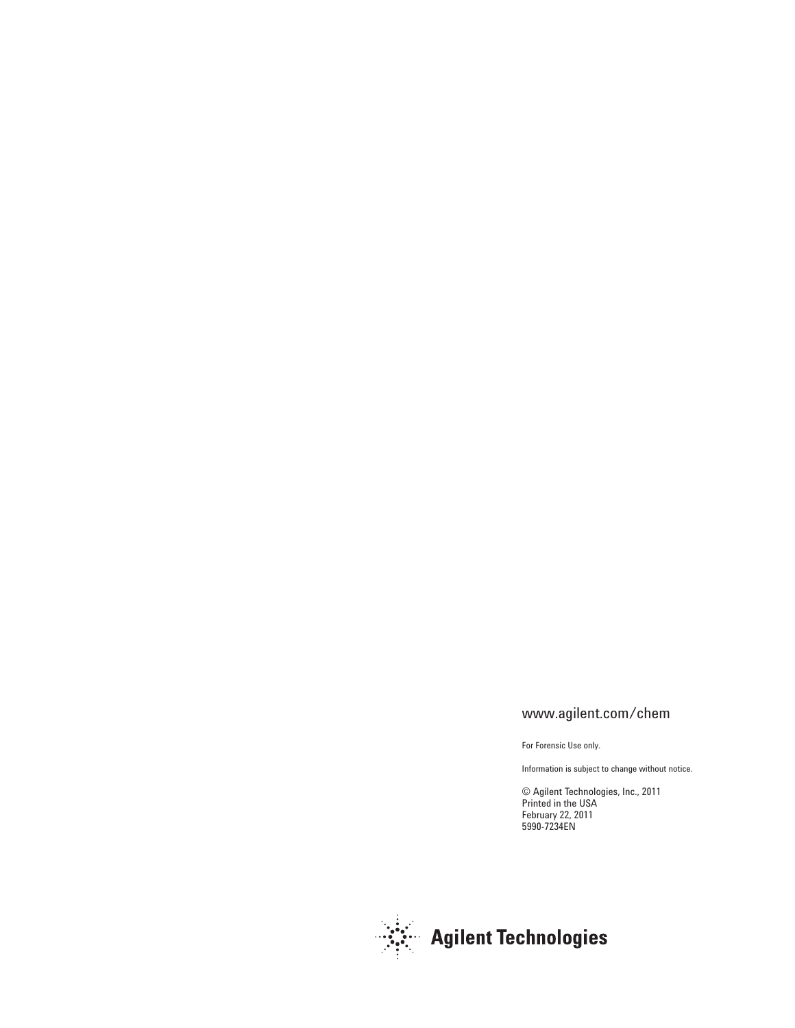www.agilent.com/chem

For Forensic Use only.

Information is subject to change without notice.

© Agilent Technologies, Inc., 2011
Printed in the USA
February 22, 2011
5990-7234EN

Agilent Technologies